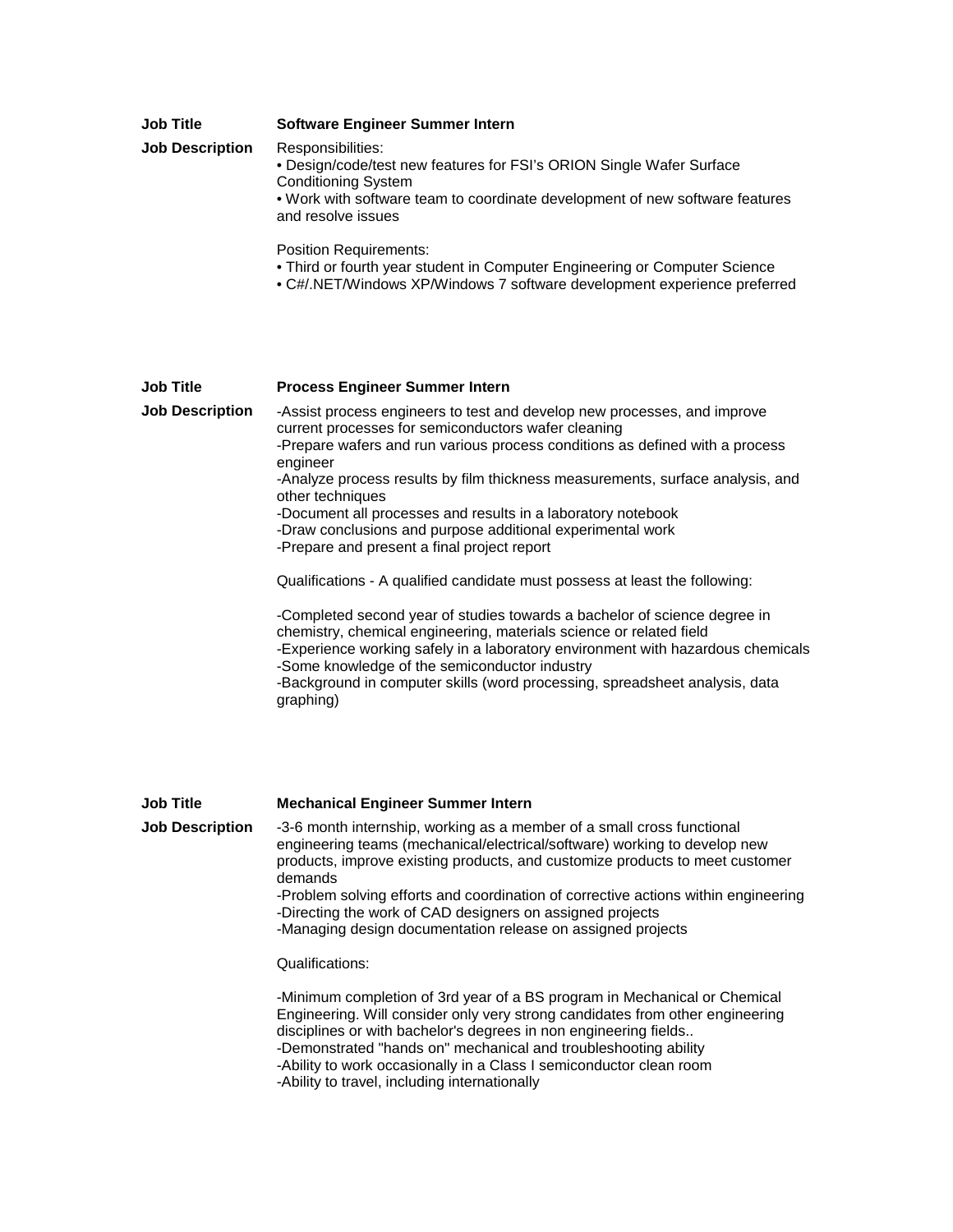**Job Title** **Software Engineer Summer Intern**

**Job Description**

Responsibilities:

- Design/code/test new features for FSI's ORION Single Wafer Surface Conditioning System
- Work with software team to coordinate development of new software features and resolve issues

Position Requirements:

- Third or fourth year student in Computer Engineering or Computer Science
- C#/.NET/Windows XP/Windows 7 software development experience preferred

**Job Title** **Process Engineer Summer Intern**

**Job Description**

-Assist process engineers to test and develop new processes, and improve current processes for semiconductors wafer cleaning
-Prepare wafers and run various process conditions as defined with a process engineer
-Analyze process results by film thickness measurements, surface analysis, and other techniques
-Document all processes and results in a laboratory notebook
-Draw conclusions and purpose additional experimental work
-Prepare and present a final project report

Qualifications - A qualified candidate must possess at least the following:

-Completed second year of studies towards a bachelor of science degree in chemistry, chemical engineering, materials science or related field
-Experience working safely in a laboratory environment with hazardous chemicals
-Some knowledge of the semiconductor industry
-Background in computer skills (word processing, spreadsheet analysis, data graphing)

**Job Title** **Mechanical Engineer Summer Intern**

**Job Description**

-3-6 month internship, working as a member of a small cross functional engineering teams (mechanical/electrical/software) working to develop new products, improve existing products, and customize products to meet customer demands
-Problem solving efforts and coordination of corrective actions within engineering
-Directing the work of CAD designers on assigned projects
-Managing design documentation release on assigned projects

Qualifications:

-Minimum completion of 3rd year of a BS program in Mechanical or Chemical Engineering. Will consider only very strong candidates from other engineering disciplines or with bachelor's degrees in non engineering fields..
-Demonstrated "hands on" mechanical and troubleshooting ability
-Ability to work occasionally in a Class I semiconductor clean room
-Ability to travel, including internationally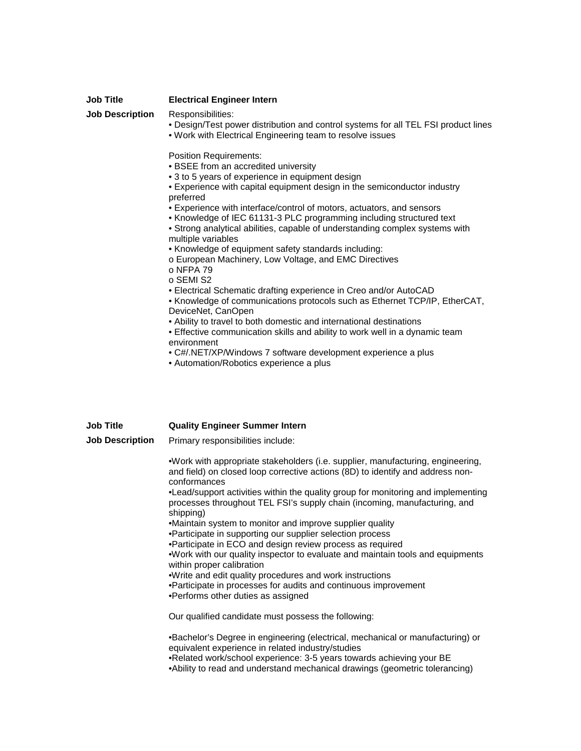**Job Title** **Electrical Engineer Intern**

**Job Description**

Responsibilities:

- Design/Test power distribution and control systems for all TEL FSI product lines
- Work with Electrical Engineering team to resolve issues

Position Requirements:

- BSEE from an accredited university
- 3 to 5 years of experience in equipment design
- Experience with capital equipment design in the semiconductor industry preferred
- Experience with interface/control of motors, actuators, and sensors
- Knowledge of IEC 61131-3 PLC programming including structured text
- Strong analytical abilities, capable of understanding complex systems with multiple variables
- Knowledge of equipment safety standards including:
  - o European Machinery, Low Voltage, and EMC Directives
  - o NFPA 79
  - o SEMI S2
- Electrical Schematic drafting experience in Creo and/or AutoCAD
- Knowledge of communications protocols such as Ethernet TCP/IP, EtherCAT, DeviceNet, CanOpen
- Ability to travel to both domestic and international destinations
- Effective communication skills and ability to work well in a dynamic team environment
- C#/.NET/XP/Windows 7 software development experience a plus
- Automation/Robotics experience a plus

**Job Title** **Quality Engineer Summer Intern**

**Job Description**

Primary responsibilities include:

- Work with appropriate stakeholders (i.e. supplier, manufacturing, engineering, and field) on closed loop corrective actions (8D) to identify and address non-conformances
- Lead/support activities within the quality group for monitoring and implementing processes throughout TEL FSI's supply chain (incoming, manufacturing, and shipping)
- Maintain system to monitor and improve supplier quality
- Participate in supporting our supplier selection process
- Participate in ECO and design review process as required
- Work with our quality inspector to evaluate and maintain tools and equipments within proper calibration
- Write and edit quality procedures and work instructions
- Participate in processes for audits and continuous improvement
- Performs other duties as assigned

Our qualified candidate must possess the following:

- Bachelor's Degree in engineering (electrical, mechanical or manufacturing) or equivalent experience in related industry/studies
- Related work/school experience: 3-5 years towards achieving your BE
- Ability to read and understand mechanical drawings (geometric tolerancing)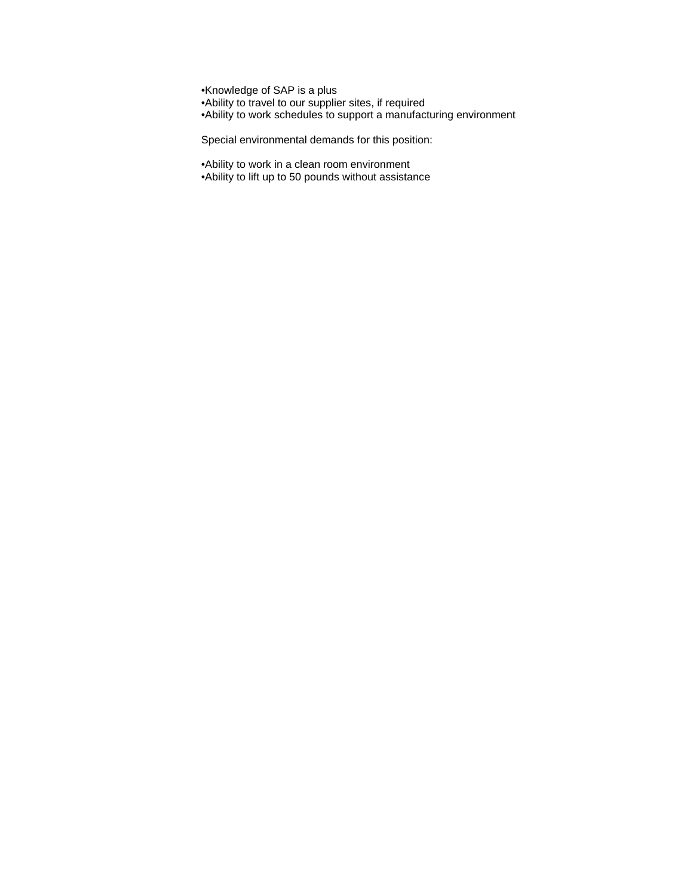- Knowledge of SAP is a plus
- Ability to travel to our supplier sites, if required
- Ability to work schedules to support a manufacturing environment

Special environmental demands for this position:

- Ability to work in a clean room environment
- Ability to lift up to 50 pounds without assistance